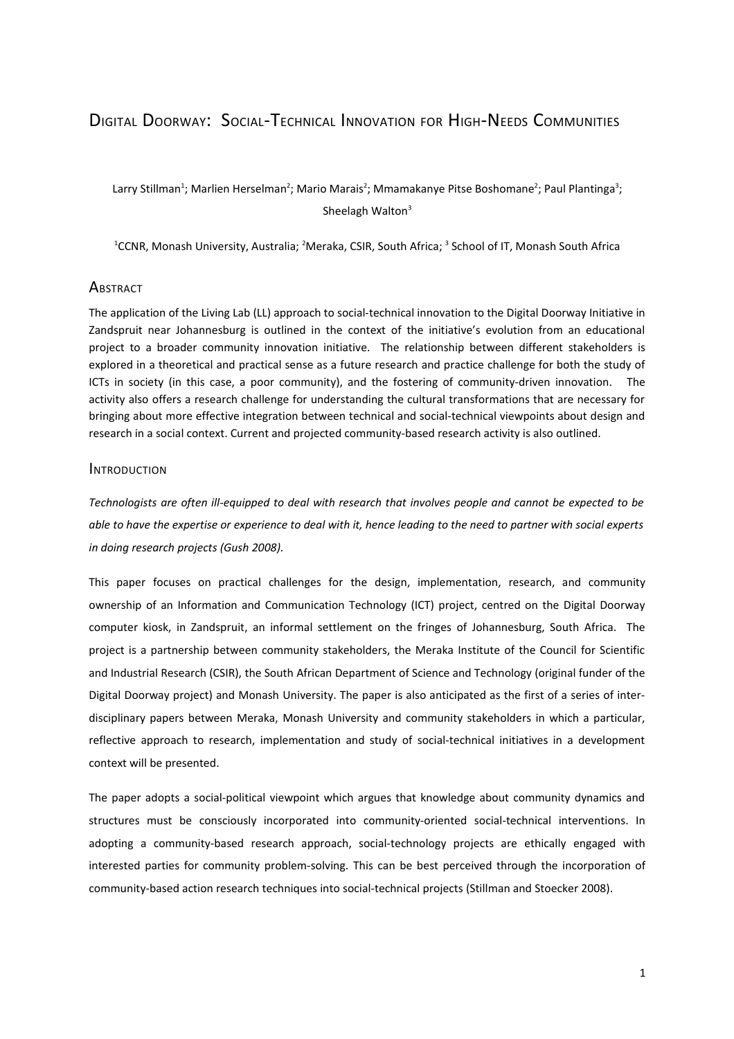# Digital Doorway: Social-Technical Innovation for High-Needs Communities

Larry Stillman[1]; Marlien Herselman[2]; Mario Marais[2]; Mmamakanye Pitse Boshomane[2]; Paul Plantinga[3]; Sheelagh Walton[3]

[1]CCNR, Monash University, Australia; [2]Meraka, CSIR, South Africa; [3] School of IT, Monash South Africa

## Abstract

The application of the Living Lab (LL) approach to social-technical innovation to the Digital Doorway Initiative in Zandspruit near Johannesburg is outlined in the context of the initiative's evolution from an educational project to a broader community innovation initiative. The relationship between different stakeholders is explored in a theoretical and practical sense as a future research and practice challenge for both the study of ICTs in society (in this case, a poor community), and the fostering of community-driven innovation. The activity also offers a research challenge for understanding the cultural transformations that are necessary for bringing about more effective integration between technical and social-technical viewpoints about design and research in a social context. Current and projected community-based research activity is also outlined.

## Introduction

*Technologists are often ill-equipped to deal with research that involves people and cannot be expected to be able to have the expertise or experience to deal with it, hence leading to the need to partner with social experts in doing research projects (Gush 2008).*

This paper focuses on practical challenges for the design, implementation, research, and community ownership of an Information and Communication Technology (ICT) project, centred on the Digital Doorway computer kiosk, in Zandspruit, an informal settlement on the fringes of Johannesburg, South Africa. The project is a partnership between community stakeholders, the Meraka Institute of the Council for Scientific and Industrial Research (CSIR), the South African Department of Science and Technology (original funder of the Digital Doorway project) and Monash University. The paper is also anticipated as the first of a series of inter-disciplinary papers between Meraka, Monash University and community stakeholders in which a particular, reflective approach to research, implementation and study of social-technical initiatives in a development context will be presented.

The paper adopts a social-political viewpoint which argues that knowledge about community dynamics and structures must be consciously incorporated into community-oriented social-technical interventions. In adopting a community-based research approach, social-technology projects are ethically engaged with interested parties for community problem-solving. This can be best perceived through the incorporation of community-based action research techniques into social-technical projects (Stillman and Stoecker 2008).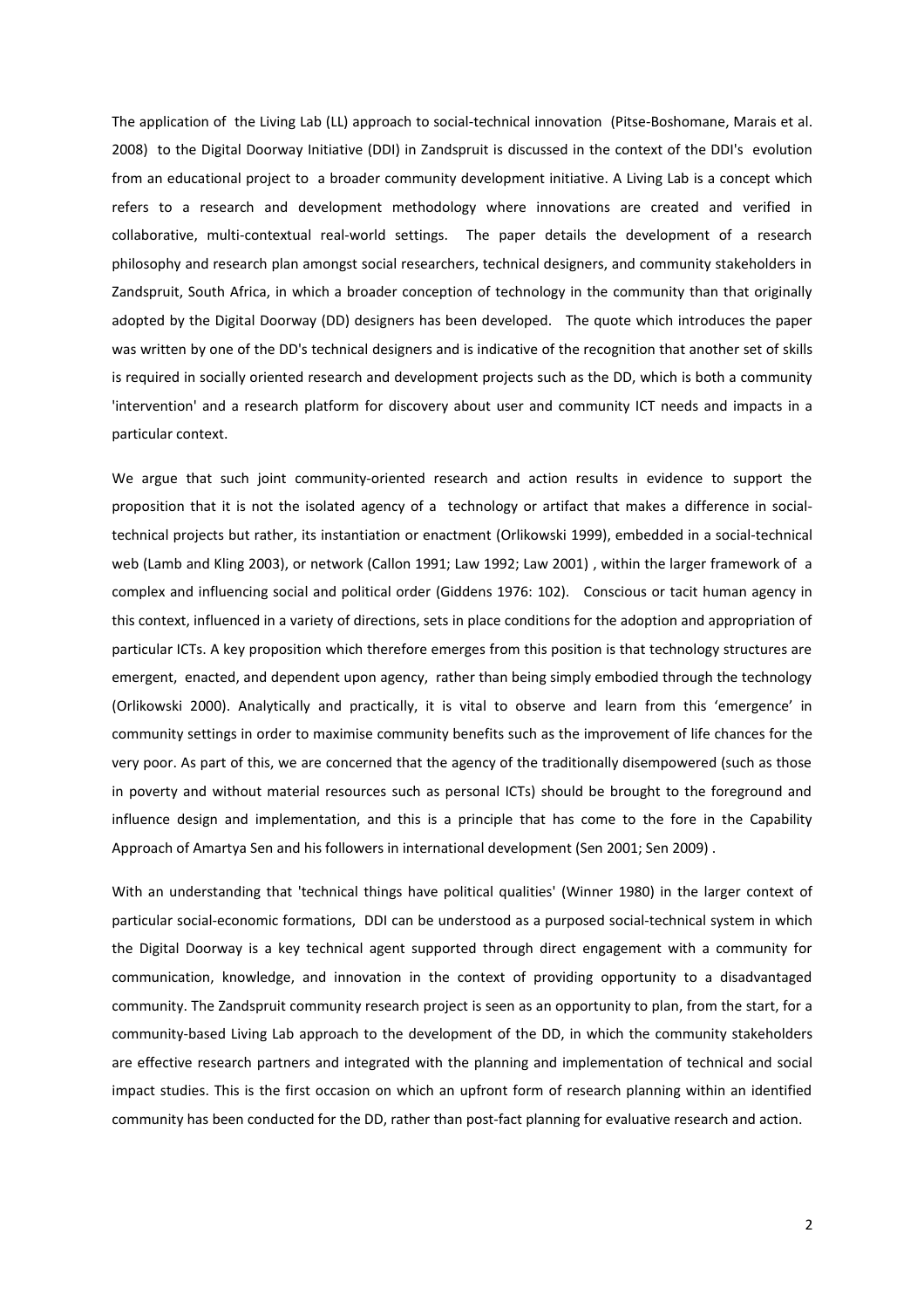The application of the Living Lab (LL) approach to social-technical innovation (Pitse-Boshomane, Marais et al. 2008) to the Digital Doorway Initiative (DDI) in Zandspruit is discussed in the context of the DDI's evolution from an educational project to a broader community development initiative. A Living Lab is a concept which refers to a research and development methodology where innovations are created and verified in collaborative, multi-contextual real-world settings. The paper details the development of a research philosophy and research plan amongst social researchers, technical designers, and community stakeholders in Zandspruit, South Africa, in which a broader conception of technology in the community than that originally adopted by the Digital Doorway (DD) designers has been developed. The quote which introduces the paper was written by one of the DD's technical designers and is indicative of the recognition that another set of skills is required in socially oriented research and development projects such as the DD, which is both a community 'intervention' and a research platform for discovery about user and community ICT needs and impacts in a particular context.

We argue that such joint community-oriented research and action results in evidence to support the proposition that it is not the isolated agency of a technology or artifact that makes a difference in social-technical projects but rather, its instantiation or enactment (Orlikowski 1999), embedded in a social-technical web (Lamb and Kling 2003), or network (Callon 1991; Law 1992; Law 2001) , within the larger framework of a complex and influencing social and political order (Giddens 1976: 102). Conscious or tacit human agency in this context, influenced in a variety of directions, sets in place conditions for the adoption and appropriation of particular ICTs. A key proposition which therefore emerges from this position is that technology structures are emergent, enacted, and dependent upon agency, rather than being simply embodied through the technology (Orlikowski 2000). Analytically and practically, it is vital to observe and learn from this 'emergence' in community settings in order to maximise community benefits such as the improvement of life chances for the very poor. As part of this, we are concerned that the agency of the traditionally disempowered (such as those in poverty and without material resources such as personal ICTs) should be brought to the foreground and influence design and implementation, and this is a principle that has come to the fore in the Capability Approach of Amartya Sen and his followers in international development (Sen 2001; Sen 2009) .

With an understanding that 'technical things have political qualities' (Winner 1980) in the larger context of particular social-economic formations, DDI can be understood as a purposed social-technical system in which the Digital Doorway is a key technical agent supported through direct engagement with a community for communication, knowledge, and innovation in the context of providing opportunity to a disadvantaged community. The Zandspruit community research project is seen as an opportunity to plan, from the start, for a community-based Living Lab approach to the development of the DD, in which the community stakeholders are effective research partners and integrated with the planning and implementation of technical and social impact studies. This is the first occasion on which an upfront form of research planning within an identified community has been conducted for the DD, rather than post-fact planning for evaluative research and action.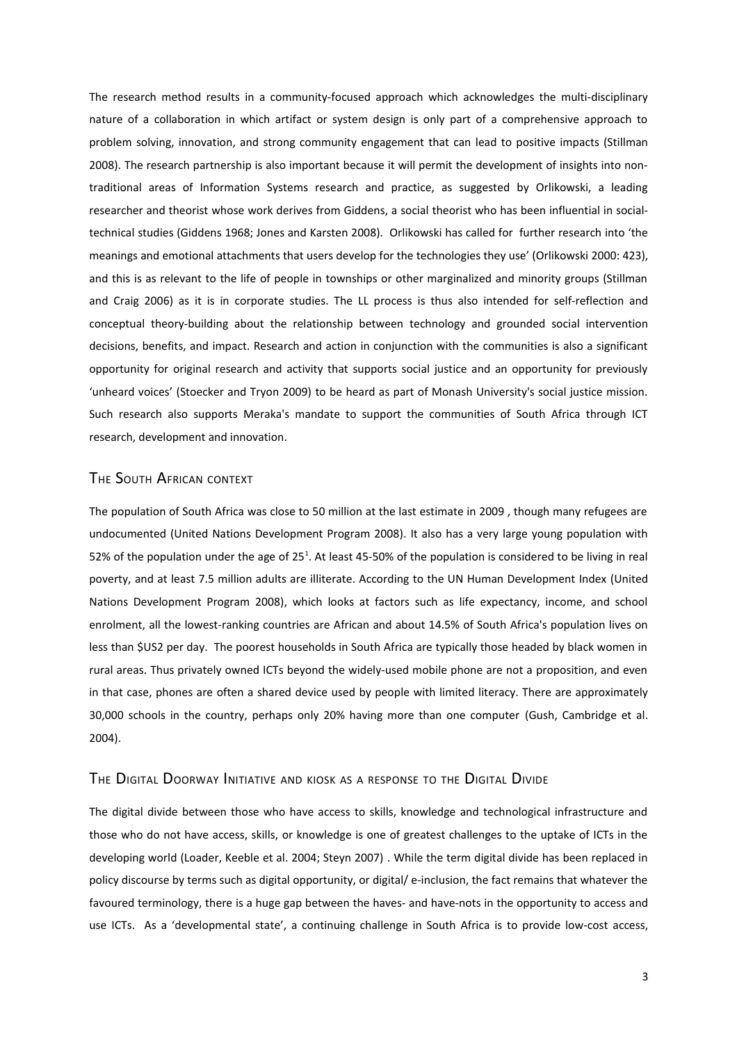The research method results in a community-focused approach which acknowledges the multi-disciplinary nature of a collaboration in which artifact or system design is only part of a comprehensive approach to problem solving, innovation, and strong community engagement that can lead to positive impacts (Stillman 2008). The research partnership is also important because it will permit the development of insights into non-traditional areas of Information Systems research and practice, as suggested by Orlikowski, a leading researcher and theorist whose work derives from Giddens, a social theorist who has been influential in social-technical studies (Giddens 1968; Jones and Karsten 2008). Orlikowski has called for further research into 'the meanings and emotional attachments that users develop for the technologies they use' (Orlikowski 2000: 423), and this is as relevant to the life of people in townships or other marginalized and minority groups (Stillman and Craig 2006) as it is in corporate studies. The LL process is thus also intended for self-reflection and conceptual theory-building about the relationship between technology and grounded social intervention decisions, benefits, and impact. Research and action in conjunction with the communities is also a significant opportunity for original research and activity that supports social justice and an opportunity for previously 'unheard voices' (Stoecker and Tryon 2009) to be heard as part of Monash University's social justice mission. Such research also supports Meraka's mandate to support the communities of South Africa through ICT research, development and innovation.

## The South African context

The population of South Africa was close to 50 million at the last estimate in 2009 , though many refugees are undocumented (United Nations Development Program 2008). It also has a very large young population with 52% of the population under the age of 25[1]. At least 45-50% of the population is considered to be living in real poverty, and at least 7.5 million adults are illiterate. According to the UN Human Development Index (United Nations Development Program 2008), which looks at factors such as life expectancy, income, and school enrolment, all the lowest-ranking countries are African and about 14.5% of South Africa's population lives on less than $US2 per day. The poorest households in South Africa are typically those headed by black women in rural areas. Thus privately owned ICTs beyond the widely-used mobile phone are not a proposition, and even in that case, phones are often a shared device used by people with limited literacy. There are approximately 30,000 schools in the country, perhaps only 20% having more than one computer (Gush, Cambridge et al. 2004).

## The Digital Doorway Initiative and kiosk as a response to the Digital Divide

The digital divide between those who have access to skills, knowledge and technological infrastructure and those who do not have access, skills, or knowledge is one of greatest challenges to the uptake of ICTs in the developing world (Loader, Keeble et al. 2004; Steyn 2007) . While the term digital divide has been replaced in policy discourse by terms such as digital opportunity, or digital/ e-inclusion, the fact remains that whatever the favoured terminology, there is a huge gap between the haves- and have-nots in the opportunity to access and use ICTs. As a 'developmental state', a continuing challenge in South Africa is to provide low-cost access,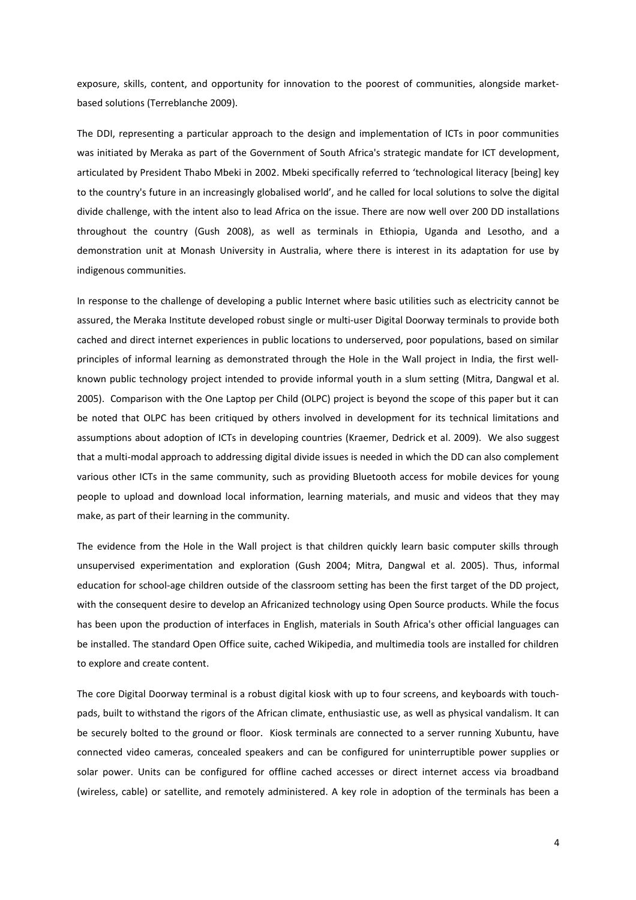exposure, skills, content, and opportunity for innovation to the poorest of communities, alongside market-based solutions (Terreblanche 2009).

The DDI, representing a particular approach to the design and implementation of ICTs in poor communities was initiated by Meraka as part of the Government of South Africa's strategic mandate for ICT development, articulated by President Thabo Mbeki in 2002. Mbeki specifically referred to 'technological literacy [being] key to the country's future in an increasingly globalised world', and he called for local solutions to solve the digital divide challenge, with the intent also to lead Africa on the issue. There are now well over 200 DD installations throughout the country (Gush 2008), as well as terminals in Ethiopia, Uganda and Lesotho, and a demonstration unit at Monash University in Australia, where there is interest in its adaptation for use by indigenous communities.

In response to the challenge of developing a public Internet where basic utilities such as electricity cannot be assured, the Meraka Institute developed robust single or multi-user Digital Doorway terminals to provide both cached and direct internet experiences in public locations to underserved, poor populations, based on similar principles of informal learning as demonstrated through the Hole in the Wall project in India, the first well-known public technology project intended to provide informal youth in a slum setting (Mitra, Dangwal et al. 2005). Comparison with the One Laptop per Child (OLPC) project is beyond the scope of this paper but it can be noted that OLPC has been critiqued by others involved in development for its technical limitations and assumptions about adoption of ICTs in developing countries (Kraemer, Dedrick et al. 2009). We also suggest that a multi-modal approach to addressing digital divide issues is needed in which the DD can also complement various other ICTs in the same community, such as providing Bluetooth access for mobile devices for young people to upload and download local information, learning materials, and music and videos that they may make, as part of their learning in the community.

The evidence from the Hole in the Wall project is that children quickly learn basic computer skills through unsupervised experimentation and exploration (Gush 2004; Mitra, Dangwal et al. 2005). Thus, informal education for school-age children outside of the classroom setting has been the first target of the DD project, with the consequent desire to develop an Africanized technology using Open Source products. While the focus has been upon the production of interfaces in English, materials in South Africa's other official languages can be installed. The standard Open Office suite, cached Wikipedia, and multimedia tools are installed for children to explore and create content.

The core Digital Doorway terminal is a robust digital kiosk with up to four screens, and keyboards with touch-pads, built to withstand the rigors of the African climate, enthusiastic use, as well as physical vandalism. It can be securely bolted to the ground or floor. Kiosk terminals are connected to a server running Xubuntu, have connected video cameras, concealed speakers and can be configured for uninterruptible power supplies or solar power. Units can be configured for offline cached accesses or direct internet access via broadband (wireless, cable) or satellite, and remotely administered. A key role in adoption of the terminals has been a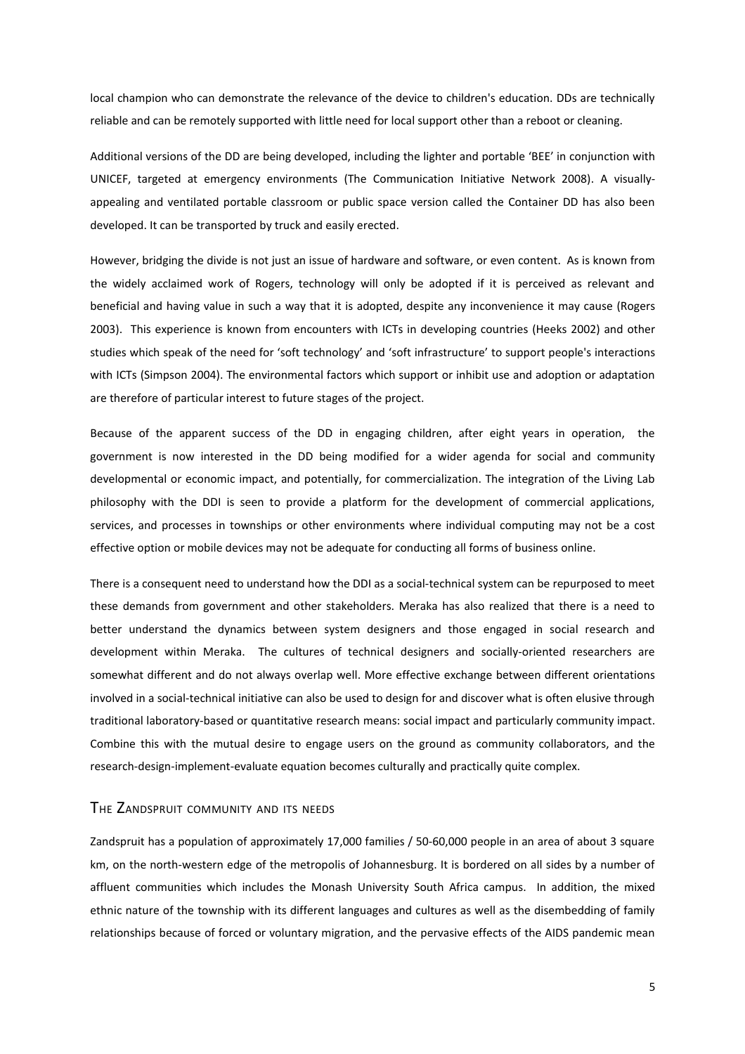local champion who can demonstrate the relevance of the device to children's education. DDs are technically reliable and can be remotely supported with little need for local support other than a reboot or cleaning.

Additional versions of the DD are being developed, including the lighter and portable 'BEE' in conjunction with UNICEF, targeted at emergency environments (The Communication Initiative Network 2008). A visually-appealing and ventilated portable classroom or public space version called the Container DD has also been developed. It can be transported by truck and easily erected.

However, bridging the divide is not just an issue of hardware and software, or even content. As is known from the widely acclaimed work of Rogers, technology will only be adopted if it is perceived as relevant and beneficial and having value in such a way that it is adopted, despite any inconvenience it may cause (Rogers 2003). This experience is known from encounters with ICTs in developing countries (Heeks 2002) and other studies which speak of the need for 'soft technology' and 'soft infrastructure' to support people's interactions with ICTs (Simpson 2004). The environmental factors which support or inhibit use and adoption or adaptation are therefore of particular interest to future stages of the project.

Because of the apparent success of the DD in engaging children, after eight years in operation, the government is now interested in the DD being modified for a wider agenda for social and community developmental or economic impact, and potentially, for commercialization. The integration of the Living Lab philosophy with the DDI is seen to provide a platform for the development of commercial applications, services, and processes in townships or other environments where individual computing may not be a cost effective option or mobile devices may not be adequate for conducting all forms of business online.

There is a consequent need to understand how the DDI as a social-technical system can be repurposed to meet these demands from government and other stakeholders. Meraka has also realized that there is a need to better understand the dynamics between system designers and those engaged in social research and development within Meraka. The cultures of technical designers and socially-oriented researchers are somewhat different and do not always overlap well. More effective exchange between different orientations involved in a social-technical initiative can also be used to design for and discover what is often elusive through traditional laboratory-based or quantitative research means: social impact and particularly community impact. Combine this with the mutual desire to engage users on the ground as community collaborators, and the research-design-implement-evaluate equation becomes culturally and practically quite complex.

## The Zandspruit community and its needs

Zandspruit has a population of approximately 17,000 families / 50-60,000 people in an area of about 3 square km, on the north-western edge of the metropolis of Johannesburg. It is bordered on all sides by a number of affluent communities which includes the Monash University South Africa campus. In addition, the mixed ethnic nature of the township with its different languages and cultures as well as the disembedding of family relationships because of forced or voluntary migration, and the pervasive effects of the AIDS pandemic mean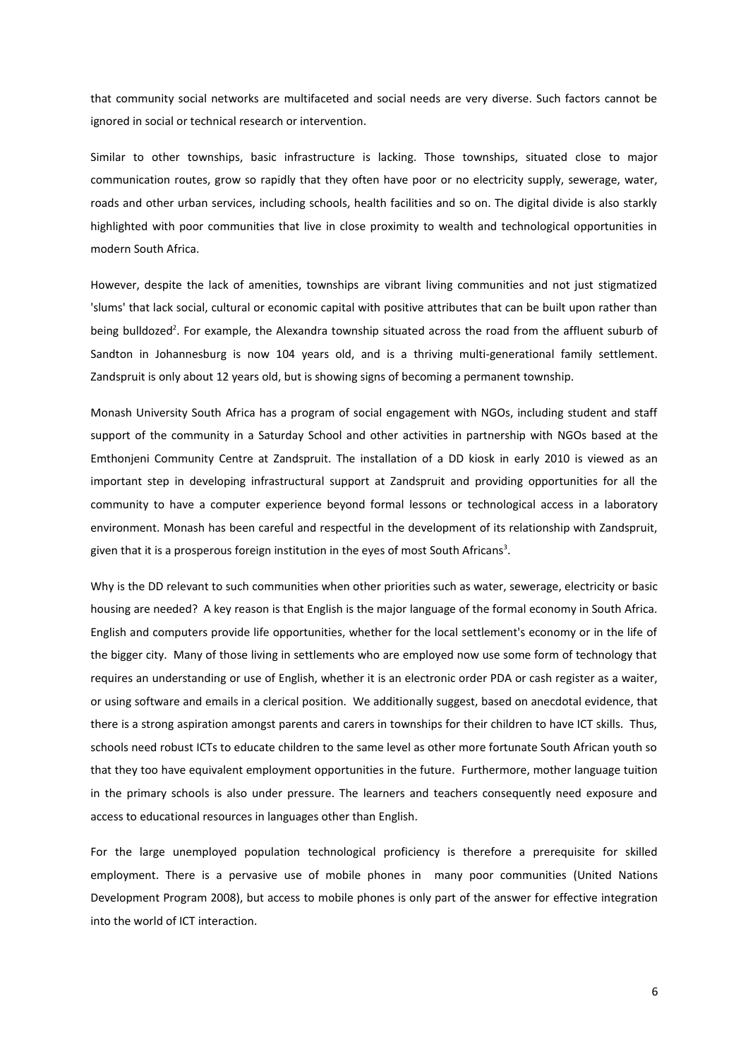that community social networks are multifaceted and social needs are very diverse. Such factors cannot be ignored in social or technical research or intervention.

Similar to other townships, basic infrastructure is lacking. Those townships, situated close to major communication routes, grow so rapidly that they often have poor or no electricity supply, sewerage, water, roads and other urban services, including schools, health facilities and so on. The digital divide is also starkly highlighted with poor communities that live in close proximity to wealth and technological opportunities in modern South Africa.

However, despite the lack of amenities, townships are vibrant living communities and not just stigmatized 'slums' that lack social, cultural or economic capital with positive attributes that can be built upon rather than being bulldozed[2]. For example, the Alexandra township situated across the road from the affluent suburb of Sandton in Johannesburg is now 104 years old, and is a thriving multi-generational family settlement. Zandspruit is only about 12 years old, but is showing signs of becoming a permanent township.

Monash University South Africa has a program of social engagement with NGOs, including student and staff support of the community in a Saturday School and other activities in partnership with NGOs based at the Emthonjeni Community Centre at Zandspruit. The installation of a DD kiosk in early 2010 is viewed as an important step in developing infrastructural support at Zandspruit and providing opportunities for all the community to have a computer experience beyond formal lessons or technological access in a laboratory environment. Monash has been careful and respectful in the development of its relationship with Zandspruit, given that it is a prosperous foreign institution in the eyes of most South Africans[3].

Why is the DD relevant to such communities when other priorities such as water, sewerage, electricity or basic housing are needed? A key reason is that English is the major language of the formal economy in South Africa. English and computers provide life opportunities, whether for the local settlement's economy or in the life of the bigger city. Many of those living in settlements who are employed now use some form of technology that requires an understanding or use of English, whether it is an electronic order PDA or cash register as a waiter, or using software and emails in a clerical position. We additionally suggest, based on anecdotal evidence, that there is a strong aspiration amongst parents and carers in townships for their children to have ICT skills. Thus, schools need robust ICTs to educate children to the same level as other more fortunate South African youth so that they too have equivalent employment opportunities in the future. Furthermore, mother language tuition in the primary schools is also under pressure. The learners and teachers consequently need exposure and access to educational resources in languages other than English.

For the large unemployed population technological proficiency is therefore a prerequisite for skilled employment. There is a pervasive use of mobile phones in many poor communities (United Nations Development Program 2008), but access to mobile phones is only part of the answer for effective integration into the world of ICT interaction.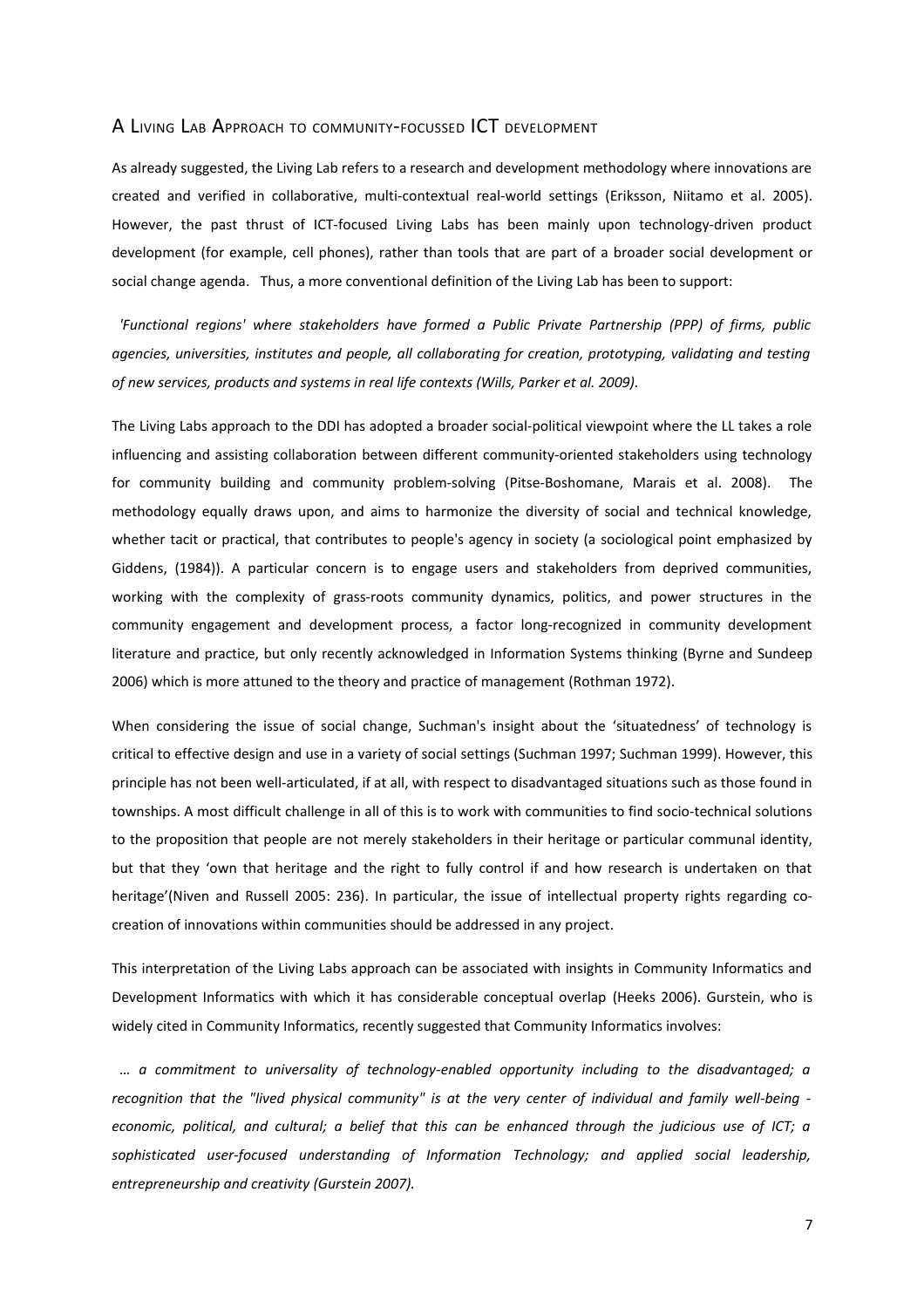## A Living Lab Approach to community-focussed ICT development

As already suggested, the Living Lab refers to a research and development methodology where innovations are created and verified in collaborative, multi-contextual real-world settings (Eriksson, Niitamo et al. 2005). However, the past thrust of ICT-focused Living Labs has been mainly upon technology-driven product development (for example, cell phones), rather than tools that are part of a broader social development or social change agenda. Thus, a more conventional definition of the Living Lab has been to support:

*'Functional regions' where stakeholders have formed a Public Private Partnership (PPP) of firms, public agencies, universities, institutes and people, all collaborating for creation, prototyping, validating and testing of new services, products and systems in real life contexts (Wills, Parker et al. 2009).*

The Living Labs approach to the DDI has adopted a broader social-political viewpoint where the LL takes a role influencing and assisting collaboration between different community-oriented stakeholders using technology for community building and community problem-solving (Pitse-Boshomane, Marais et al. 2008). The methodology equally draws upon, and aims to harmonize the diversity of social and technical knowledge, whether tacit or practical, that contributes to people's agency in society (a sociological point emphasized by Giddens, (1984)). A particular concern is to engage users and stakeholders from deprived communities, working with the complexity of grass-roots community dynamics, politics, and power structures in the community engagement and development process, a factor long-recognized in community development literature and practice, but only recently acknowledged in Information Systems thinking (Byrne and Sundeep 2006) which is more attuned to the theory and practice of management (Rothman 1972).

When considering the issue of social change, Suchman's insight about the 'situatedness' of technology is critical to effective design and use in a variety of social settings (Suchman 1997; Suchman 1999). However, this principle has not been well-articulated, if at all, with respect to disadvantaged situations such as those found in townships. A most difficult challenge in all of this is to work with communities to find socio-technical solutions to the proposition that people are not merely stakeholders in their heritage or particular communal identity, but that they 'own that heritage and the right to fully control if and how research is undertaken on that heritage'(Niven and Russell 2005: 236). In particular, the issue of intellectual property rights regarding co-creation of innovations within communities should be addressed in any project.

This interpretation of the Living Labs approach can be associated with insights in Community Informatics and Development Informatics with which it has considerable conceptual overlap (Heeks 2006). Gurstein, who is widely cited in Community Informatics, recently suggested that Community Informatics involves:

*… a commitment to universality of technology-enabled opportunity including to the disadvantaged; a recognition that the "lived physical community" is at the very center of individual and family well-being - economic, political, and cultural; a belief that this can be enhanced through the judicious use of ICT; a sophisticated user-focused understanding of Information Technology; and applied social leadership, entrepreneurship and creativity (Gurstein 2007).*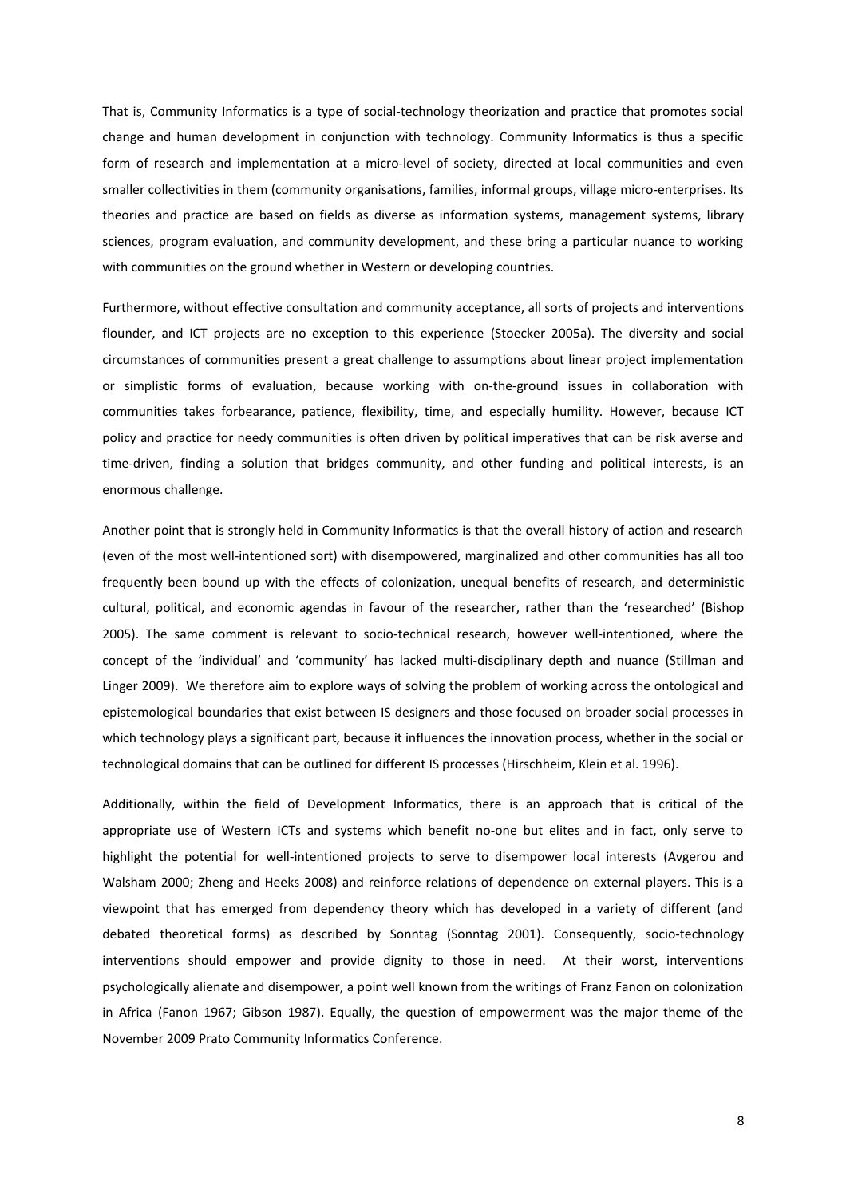That is, Community Informatics is a type of social-technology theorization and practice that promotes social change and human development in conjunction with technology. Community Informatics is thus a specific form of research and implementation at a micro-level of society, directed at local communities and even smaller collectivities in them (community organisations, families, informal groups, village micro-enterprises. Its theories and practice are based on fields as diverse as information systems, management systems, library sciences, program evaluation, and community development, and these bring a particular nuance to working with communities on the ground whether in Western or developing countries.

Furthermore, without effective consultation and community acceptance, all sorts of projects and interventions flounder, and ICT projects are no exception to this experience (Stoecker 2005a). The diversity and social circumstances of communities present a great challenge to assumptions about linear project implementation or simplistic forms of evaluation, because working with on-the-ground issues in collaboration with communities takes forbearance, patience, flexibility, time, and especially humility. However, because ICT policy and practice for needy communities is often driven by political imperatives that can be risk averse and time-driven, finding a solution that bridges community, and other funding and political interests, is an enormous challenge.

Another point that is strongly held in Community Informatics is that the overall history of action and research (even of the most well-intentioned sort) with disempowered, marginalized and other communities has all too frequently been bound up with the effects of colonization, unequal benefits of research, and deterministic cultural, political, and economic agendas in favour of the researcher, rather than the 'researched' (Bishop 2005). The same comment is relevant to socio-technical research, however well-intentioned, where the concept of the 'individual' and 'community' has lacked multi-disciplinary depth and nuance (Stillman and Linger 2009). We therefore aim to explore ways of solving the problem of working across the ontological and epistemological boundaries that exist between IS designers and those focused on broader social processes in which technology plays a significant part, because it influences the innovation process, whether in the social or technological domains that can be outlined for different IS processes (Hirschheim, Klein et al. 1996).

Additionally, within the field of Development Informatics, there is an approach that is critical of the appropriate use of Western ICTs and systems which benefit no-one but elites and in fact, only serve to highlight the potential for well-intentioned projects to serve to disempower local interests (Avgerou and Walsham 2000; Zheng and Heeks 2008) and reinforce relations of dependence on external players. This is a viewpoint that has emerged from dependency theory which has developed in a variety of different (and debated theoretical forms) as described by Sonntag (Sonntag 2001). Consequently, socio-technology interventions should empower and provide dignity to those in need. At their worst, interventions psychologically alienate and disempower, a point well known from the writings of Franz Fanon on colonization in Africa (Fanon 1967; Gibson 1987). Equally, the question of empowerment was the major theme of the November 2009 Prato Community Informatics Conference.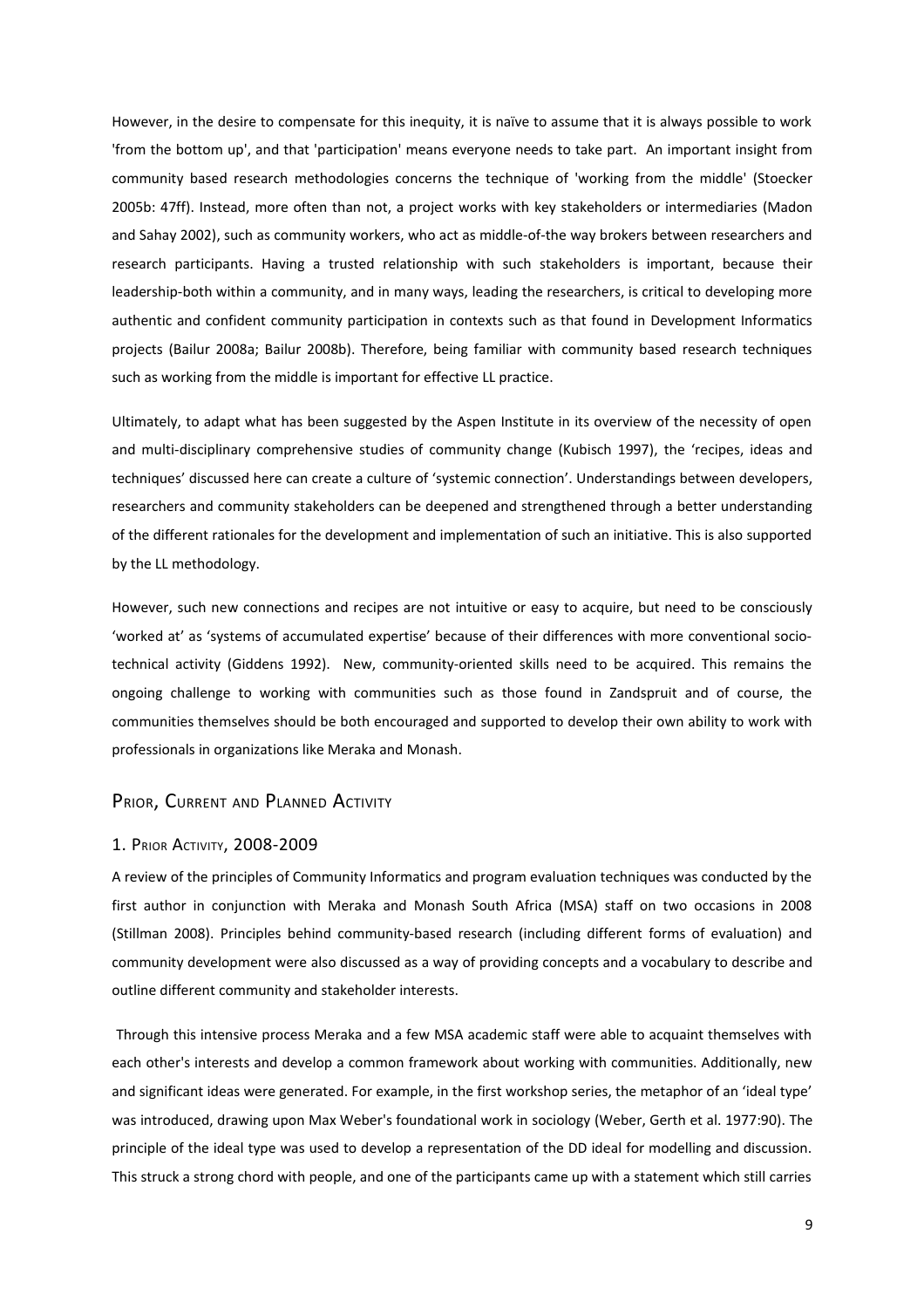However, in the desire to compensate for this inequity, it is naïve to assume that it is always possible to work 'from the bottom up', and that 'participation' means everyone needs to take part. An important insight from community based research methodologies concerns the technique of 'working from the middle' (Stoecker 2005b: 47ff). Instead, more often than not, a project works with key stakeholders or intermediaries (Madon and Sahay 2002), such as community workers, who act as middle-of-the way brokers between researchers and research participants. Having a trusted relationship with such stakeholders is important, because their leadership-both within a community, and in many ways, leading the researchers, is critical to developing more authentic and confident community participation in contexts such as that found in Development Informatics projects (Bailur 2008a; Bailur 2008b). Therefore, being familiar with community based research techniques such as working from the middle is important for effective LL practice.

Ultimately, to adapt what has been suggested by the Aspen Institute in its overview of the necessity of open and multi-disciplinary comprehensive studies of community change (Kubisch 1997), the 'recipes, ideas and techniques' discussed here can create a culture of 'systemic connection'. Understandings between developers, researchers and community stakeholders can be deepened and strengthened through a better understanding of the different rationales for the development and implementation of such an initiative. This is also supported by the LL methodology.

However, such new connections and recipes are not intuitive or easy to acquire, but need to be consciously 'worked at' as 'systems of accumulated expertise' because of their differences with more conventional socio-technical activity (Giddens 1992). New, community-oriented skills need to be acquired. This remains the ongoing challenge to working with communities such as those found in Zandspruit and of course, the communities themselves should be both encouraged and supported to develop their own ability to work with professionals in organizations like Meraka and Monash.

## Prior, Current and Planned Activity

### 1. Prior Activity, 2008-2009

A review of the principles of Community Informatics and program evaluation techniques was conducted by the first author in conjunction with Meraka and Monash South Africa (MSA) staff on two occasions in 2008 (Stillman 2008). Principles behind community-based research (including different forms of evaluation) and community development were also discussed as a way of providing concepts and a vocabulary to describe and outline different community and stakeholder interests.

Through this intensive process Meraka and a few MSA academic staff were able to acquaint themselves with each other's interests and develop a common framework about working with communities. Additionally, new and significant ideas were generated. For example, in the first workshop series, the metaphor of an 'ideal type' was introduced, drawing upon Max Weber's foundational work in sociology (Weber, Gerth et al. 1977:90). The principle of the ideal type was used to develop a representation of the DD ideal for modelling and discussion. This struck a strong chord with people, and one of the participants came up with a statement which still carries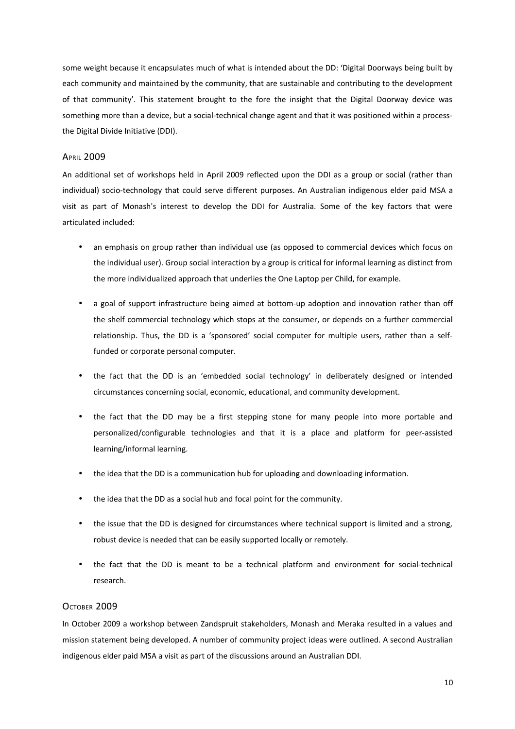some weight because it encapsulates much of what is intended about the DD: 'Digital Doorways being built by each community and maintained by the community, that are sustainable and contributing to the development of that community'. This statement brought to the fore the insight that the Digital Doorway device was something more than a device, but a social-technical change agent and that it was positioned within a process- the Digital Divide Initiative (DDI).

### April 2009

An additional set of workshops held in April 2009 reflected upon the DDI as a group or social (rather than individual) socio-technology that could serve different purposes. An Australian indigenous elder paid MSA a visit as part of Monash's interest to develop the DDI for Australia. Some of the key factors that were articulated included:

- an emphasis on group rather than individual use (as opposed to commercial devices which focus on the individual user). Group social interaction by a group is critical for informal learning as distinct from the more individualized approach that underlies the One Laptop per Child, for example.
- a goal of support infrastructure being aimed at bottom-up adoption and innovation rather than off the shelf commercial technology which stops at the consumer, or depends on a further commercial relationship. Thus, the DD is a 'sponsored' social computer for multiple users, rather than a self-funded or corporate personal computer.
- the fact that the DD is an 'embedded social technology' in deliberately designed or intended circumstances concerning social, economic, educational, and community development.
- the fact that the DD may be a first stepping stone for many people into more portable and personalized/configurable technologies and that it is a place and platform for peer-assisted learning/informal learning.
- the idea that the DD is a communication hub for uploading and downloading information.
- the idea that the DD as a social hub and focal point for the community.
- the issue that the DD is designed for circumstances where technical support is limited and a strong, robust device is needed that can be easily supported locally or remotely.
- the fact that the DD is meant to be a technical platform and environment for social-technical research.

### October 2009

In October 2009 a workshop between Zandspruit stakeholders, Monash and Meraka resulted in a values and mission statement being developed. A number of community project ideas were outlined. A second Australian indigenous elder paid MSA a visit as part of the discussions around an Australian DDI.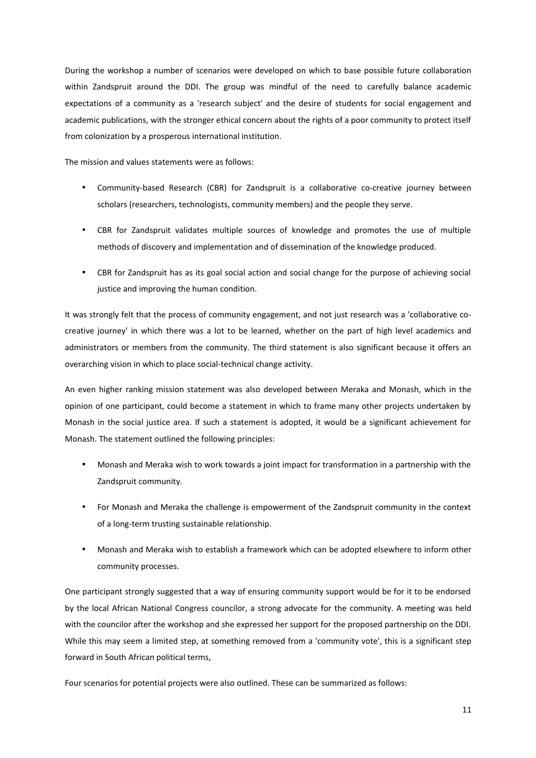During the workshop a number of scenarios were developed on which to base possible future collaboration within Zandspruit around the DDI. The group was mindful of the need to carefully balance academic expectations of a community as a 'research subject' and the desire of students for social engagement and academic publications, with the stronger ethical concern about the rights of a poor community to protect itself from colonization by a prosperous international institution.

The mission and values statements were as follows:

- Community-based Research (CBR) for Zandspruit is a collaborative co-creative journey between scholars (researchers, technologists, community members) and the people they serve.
- CBR for Zandspruit validates multiple sources of knowledge and promotes the use of multiple methods of discovery and implementation and of dissemination of the knowledge produced.
- CBR for Zandspruit has as its goal social action and social change for the purpose of achieving social justice and improving the human condition.

It was strongly felt that the process of community engagement, and not just research was a 'collaborative co-creative journey' in which there was a lot to be learned, whether on the part of high level academics and administrators or members from the community. The third statement is also significant because it offers an overarching vision in which to place social-technical change activity.

An even higher ranking mission statement was also developed between Meraka and Monash, which in the opinion of one participant, could become a statement in which to frame many other projects undertaken by Monash in the social justice area. If such a statement is adopted, it would be a significant achievement for Monash. The statement outlined the following principles:

- Monash and Meraka wish to work towards a joint impact for transformation in a partnership with the Zandspruit community.
- For Monash and Meraka the challenge is empowerment of the Zandspruit community in the context of a long-term trusting sustainable relationship.
- Monash and Meraka wish to establish a framework which can be adopted elsewhere to inform other community processes.

One participant strongly suggested that a way of ensuring community support would be for it to be endorsed by the local African National Congress councilor, a strong advocate for the community. A meeting was held with the councilor after the workshop and she expressed her support for the proposed partnership on the DDI. While this may seem a limited step, at something removed from a 'community vote', this is a significant step forward in South African political terms,

Four scenarios for potential projects were also outlined. These can be summarized as follows: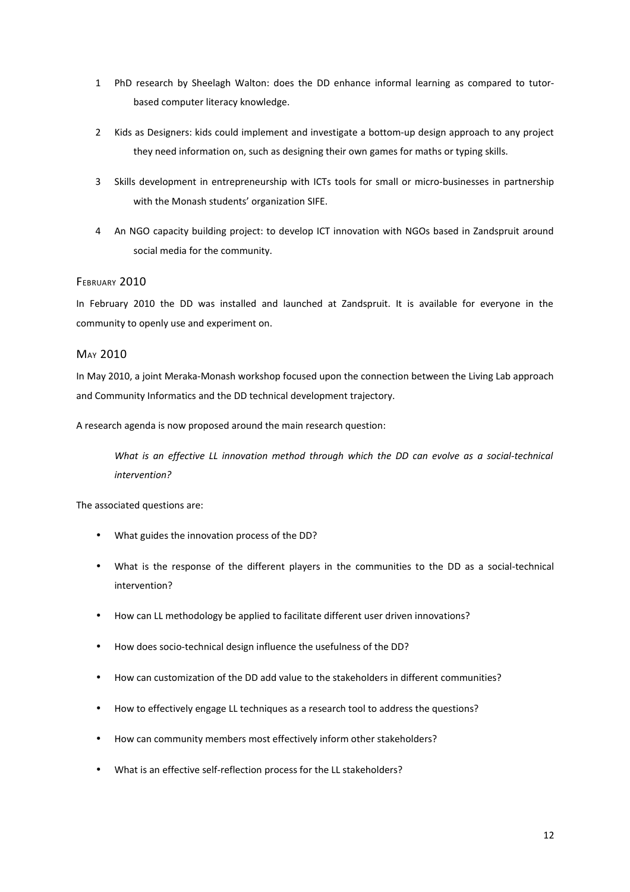1. PhD research by Sheelagh Walton: does the DD enhance informal learning as compared to tutor-based computer literacy knowledge.

2. Kids as Designers: kids could implement and investigate a bottom-up design approach to any project they need information on, such as designing their own games for maths or typing skills.

3. Skills development in entrepreneurship with ICTs tools for small or micro-businesses in partnership with the Monash students' organization SIFE.

4. An NGO capacity building project: to develop ICT innovation with NGOs based in Zandspruit around social media for the community.

### February 2010

In February 2010 the DD was installed and launched at Zandspruit. It is available for everyone in the community to openly use and experiment on.

### May 2010

In May 2010, a joint Meraka-Monash workshop focused upon the connection between the Living Lab approach and Community Informatics and the DD technical development trajectory.

A research agenda is now proposed around the main research question:

> *What is an effective LL innovation method through which the DD can evolve as a social-technical intervention?*

The associated questions are:

- What guides the innovation process of the DD?
- What is the response of the different players in the communities to the DD as a social-technical intervention?
- How can LL methodology be applied to facilitate different user driven innovations?
- How does socio-technical design influence the usefulness of the DD?
- How can customization of the DD add value to the stakeholders in different communities?
- How to effectively engage LL techniques as a research tool to address the questions?
- How can community members most effectively inform other stakeholders?
- What is an effective self-reflection process for the LL stakeholders?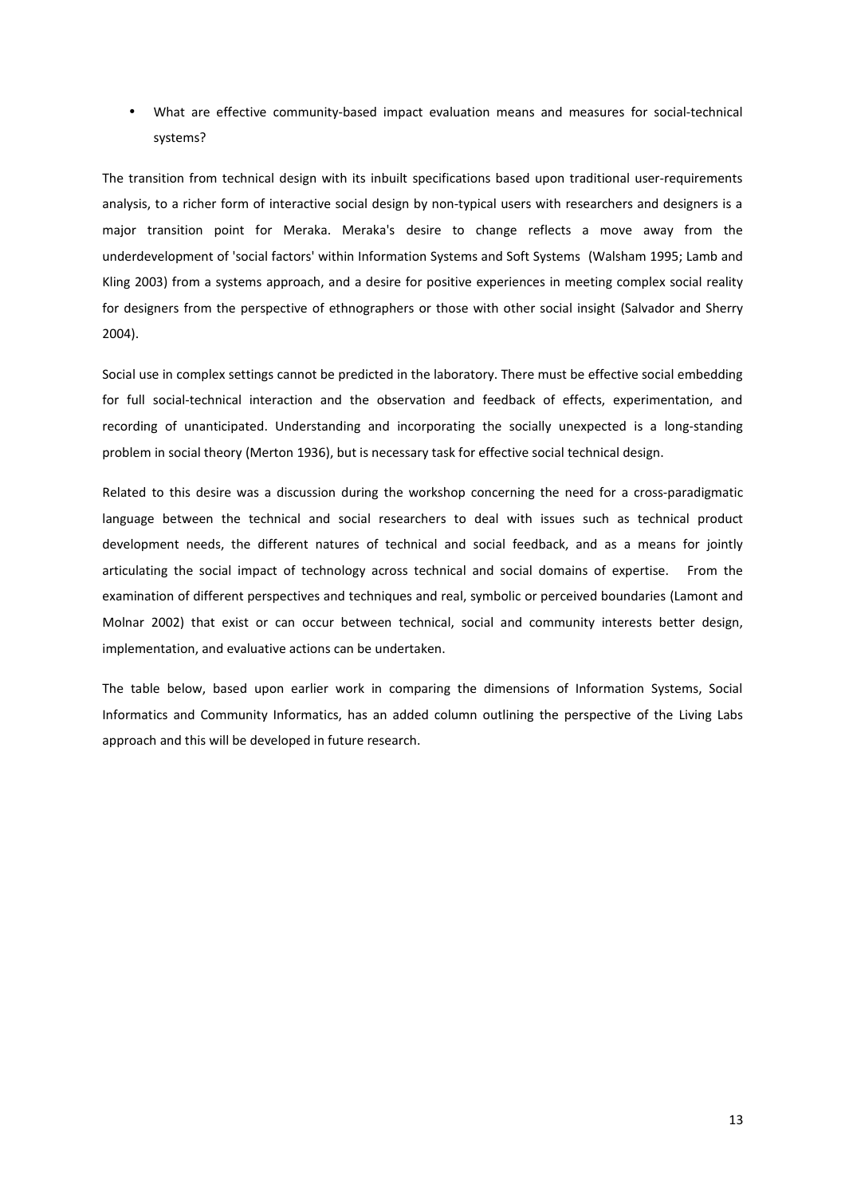- What are effective community-based impact evaluation means and measures for social-technical systems?

The transition from technical design with its inbuilt specifications based upon traditional user-requirements analysis, to a richer form of interactive social design by non-typical users with researchers and designers is a major transition point for Meraka. Meraka's desire to change reflects a move away from the underdevelopment of 'social factors' within Information Systems and Soft Systems (Walsham 1995; Lamb and Kling 2003) from a systems approach, and a desire for positive experiences in meeting complex social reality for designers from the perspective of ethnographers or those with other social insight (Salvador and Sherry 2004).

Social use in complex settings cannot be predicted in the laboratory. There must be effective social embedding for full social-technical interaction and the observation and feedback of effects, experimentation, and recording of unanticipated. Understanding and incorporating the socially unexpected is a long-standing problem in social theory (Merton 1936), but is necessary task for effective social technical design.

Related to this desire was a discussion during the workshop concerning the need for a cross-paradigmatic language between the technical and social researchers to deal with issues such as technical product development needs, the different natures of technical and social feedback, and as a means for jointly articulating the social impact of technology across technical and social domains of expertise. From the examination of different perspectives and techniques and real, symbolic or perceived boundaries (Lamont and Molnar 2002) that exist or can occur between technical, social and community interests better design, implementation, and evaluative actions can be undertaken.

The table below, based upon earlier work in comparing the dimensions of Information Systems, Social Informatics and Community Informatics, has an added column outlining the perspective of the Living Labs approach and this will be developed in future research.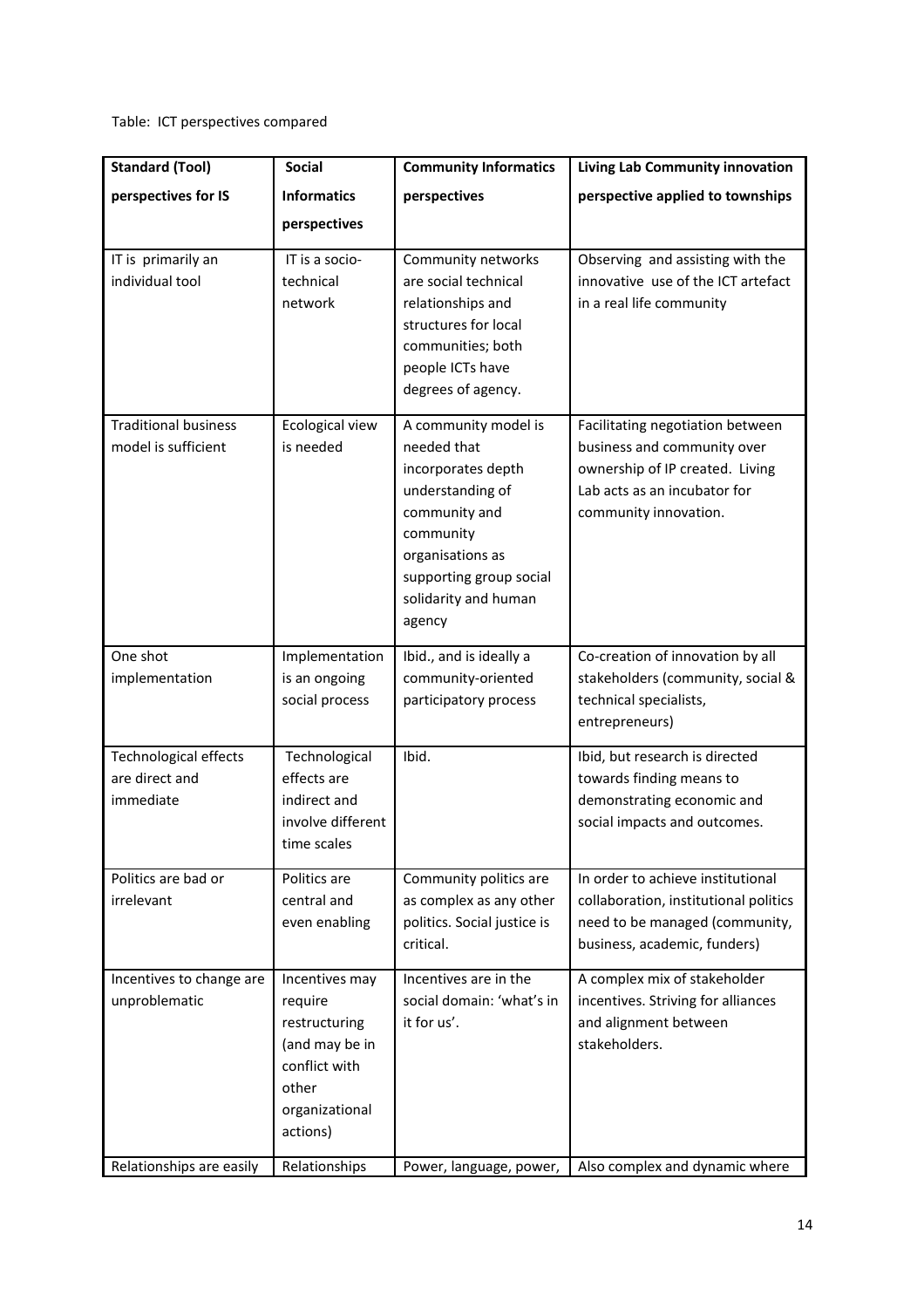Table: ICT perspectives compared

| Standard (Tool) perspectives for IS | Social Informatics perspectives | Community Informatics perspectives | Living Lab Community innovation perspective applied to townships |
|---|---|---|---|
| IT is primarily an individual tool | IT is a socio-technical network | Community networks are social technical relationships and structures for local communities; both people ICTs have degrees of agency. | Observing and assisting with the innovative use of the ICT artefact in a real life community |
| Traditional business model is sufficient | Ecological view is needed | A community model is needed that incorporates depth understanding of community and community organisations as supporting group social solidarity and human agency | Facilitating negotiation between business and community over ownership of IP created. Living Lab acts as an incubator for community innovation. |
| One shot implementation | Implementation is an ongoing social process | Ibid., and is ideally a community-oriented participatory process | Co-creation of innovation by all stakeholders (community, social & technical specialists, entrepreneurs) |
| Technological effects are direct and immediate | Technological effects are indirect and involve different time scales | Ibid. | Ibid, but research is directed towards finding means to demonstrating economic and social impacts and outcomes. |
| Politics are bad or irrelevant | Politics are central and even enabling | Community politics are as complex as any other politics. Social justice is critical. | In order to achieve institutional collaboration, institutional politics need to be managed (community, business, academic, funders) |
| Incentives to change are unproblematic | Incentives may require restructuring (and may be in conflict with other organizational actions) | Incentives are in the social domain: 'what's in it for us'. | A complex mix of stakeholder incentives. Striving for alliances and alignment between stakeholders. |
| Relationships are easily | Relationships | Power, language, power, | Also complex and dynamic where |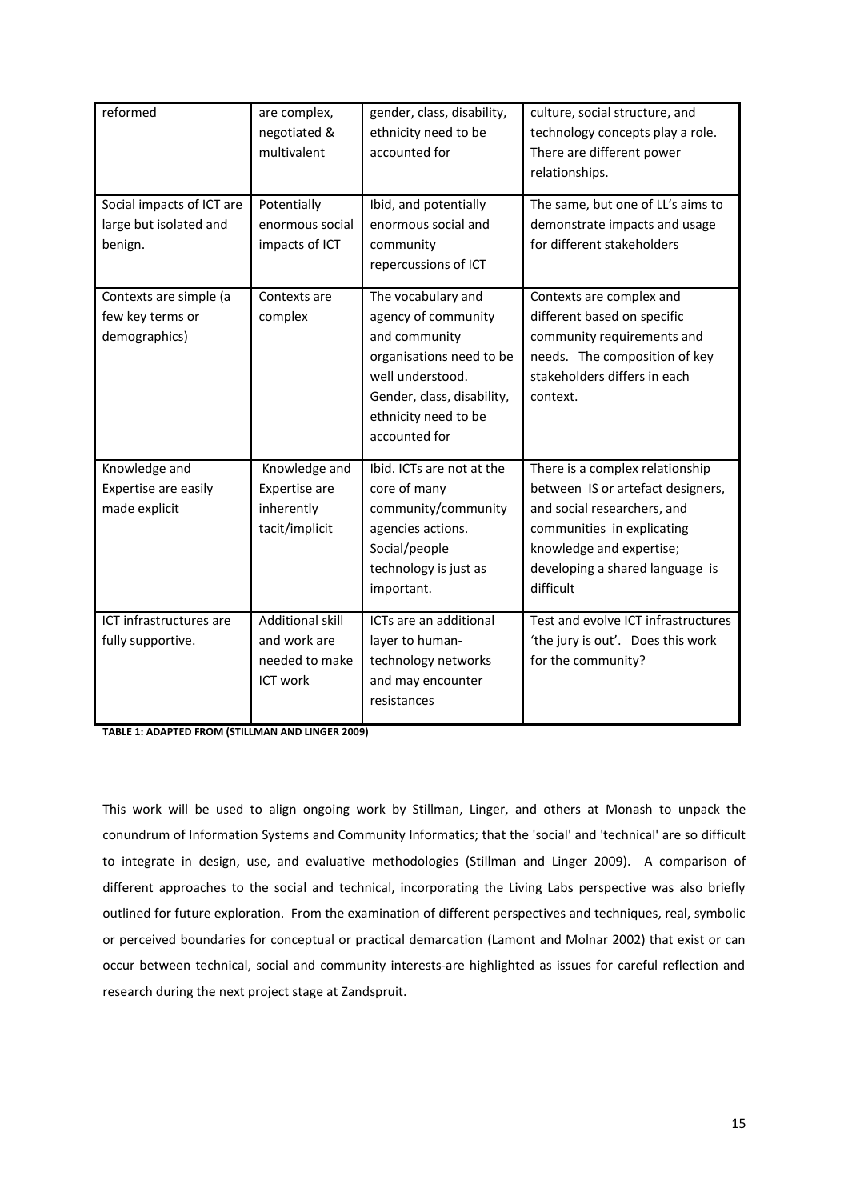| | | | |
|---|---|---|---|
| reformed | are complex, negotiated & multivalent | gender, class, disability, ethnicity need to be accounted for | culture, social structure, and technology concepts play a role. There are different power relationships. |
| Social impacts of ICT are large but isolated and benign. | Potentially enormous social impacts of ICT | Ibid, and potentially enormous social and community repercussions of ICT | The same, but one of LL's aims to demonstrate impacts and usage for different stakeholders |
| Contexts are simple (a few key terms or demographics) | Contexts are complex | The vocabulary and agency of community and community organisations need to be well understood. Gender, class, disability, ethnicity need to be accounted for | Contexts are complex and different based on specific community requirements and needs. The composition of key stakeholders differs in each context. |
| Knowledge and Expertise are easily made explicit | Knowledge and Expertise are inherently tacit/implicit | Ibid. ICTs are not at the core of many community/community agencies actions. Social/people technology is just as important. | There is a complex relationship between IS or artefact designers, and social researchers, and communities in explicating knowledge and expertise; developing a shared language is difficult |
| ICT infrastructures are fully supportive. | Additional skill and work are needed to make ICT work | ICTs are an additional layer to human-technology networks and may encounter resistances | Test and evolve ICT infrastructures 'the jury is out'. Does this work for the community? |

**TABLE 1: ADAPTED FROM (STILLMAN AND LINGER 2009)**

This work will be used to align ongoing work by Stillman, Linger, and others at Monash to unpack the conundrum of Information Systems and Community Informatics; that the 'social' and 'technical' are so difficult to integrate in design, use, and evaluative methodologies (Stillman and Linger 2009). A comparison of different approaches to the social and technical, incorporating the Living Labs perspective was also briefly outlined for future exploration. From the examination of different perspectives and techniques, real, symbolic or perceived boundaries for conceptual or practical demarcation (Lamont and Molnar 2002) that exist or can occur between technical, social and community interests-are highlighted as issues for careful reflection and research during the next project stage at Zandspruit.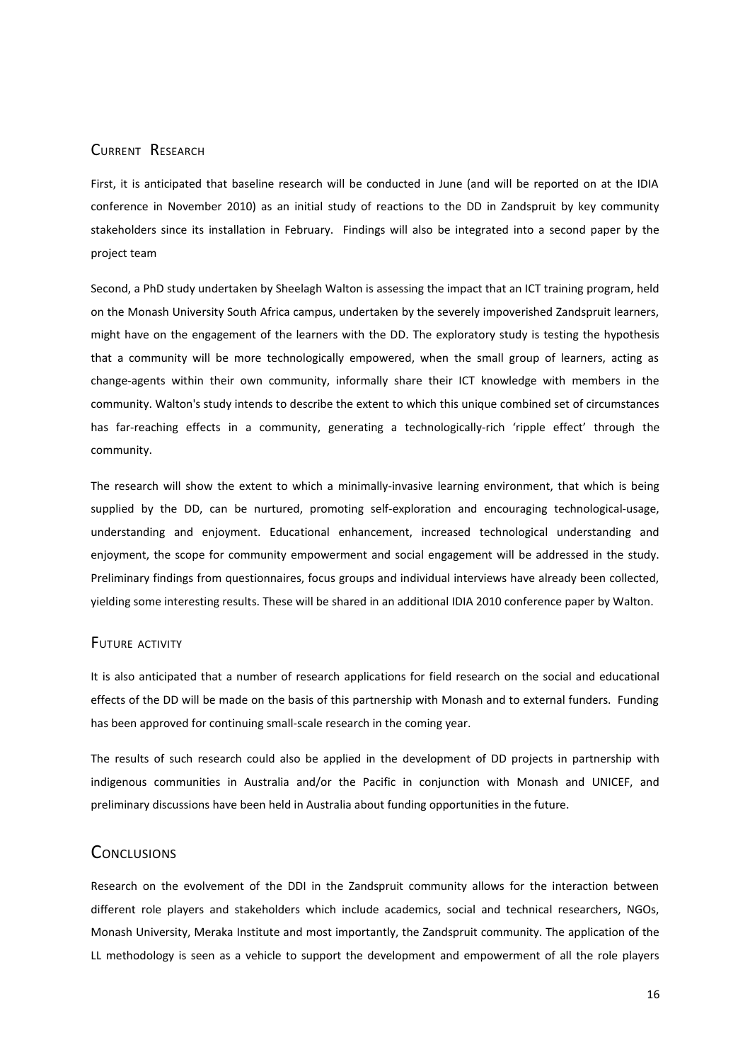## Current Research

First, it is anticipated that baseline research will be conducted in June (and will be reported on at the IDIA conference in November 2010) as an initial study of reactions to the DD in Zandspruit by key community stakeholders since its installation in February. Findings will also be integrated into a second paper by the project team

Second, a PhD study undertaken by Sheelagh Walton is assessing the impact that an ICT training program, held on the Monash University South Africa campus, undertaken by the severely impoverished Zandspruit learners, might have on the engagement of the learners with the DD. The exploratory study is testing the hypothesis that a community will be more technologically empowered, when the small group of learners, acting as change-agents within their own community, informally share their ICT knowledge with members in the community. Walton's study intends to describe the extent to which this unique combined set of circumstances has far-reaching effects in a community, generating a technologically-rich 'ripple effect' through the community.

The research will show the extent to which a minimally-invasive learning environment, that which is being supplied by the DD, can be nurtured, promoting self-exploration and encouraging technological-usage, understanding and enjoyment. Educational enhancement, increased technological understanding and enjoyment, the scope for community empowerment and social engagement will be addressed in the study. Preliminary findings from questionnaires, focus groups and individual interviews have already been collected, yielding some interesting results. These will be shared in an additional IDIA 2010 conference paper by Walton.

## Future activity

It is also anticipated that a number of research applications for field research on the social and educational effects of the DD will be made on the basis of this partnership with Monash and to external funders. Funding has been approved for continuing small-scale research in the coming year.

The results of such research could also be applied in the development of DD projects in partnership with indigenous communities in Australia and/or the Pacific in conjunction with Monash and UNICEF, and preliminary discussions have been held in Australia about funding opportunities in the future.

# Conclusions

Research on the evolvement of the DDI in the Zandspruit community allows for the interaction between different role players and stakeholders which include academics, social and technical researchers, NGOs, Monash University, Meraka Institute and most importantly, the Zandspruit community. The application of the LL methodology is seen as a vehicle to support the development and empowerment of all the role players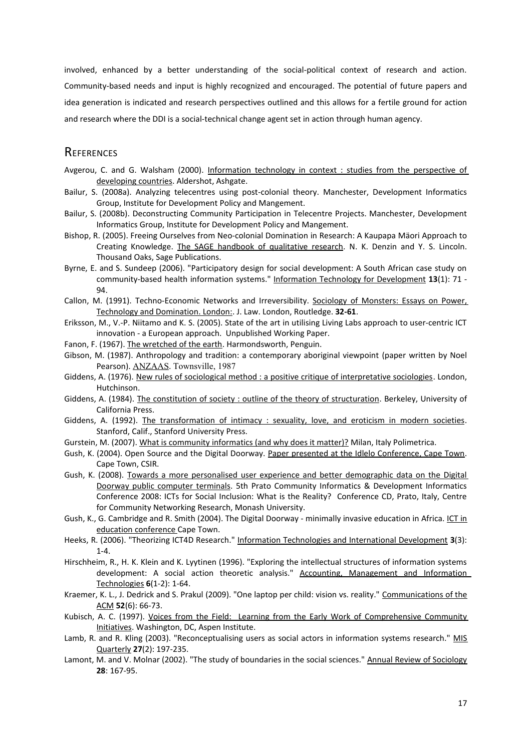involved, enhanced by a better understanding of the social-political context of research and action. Community-based needs and input is highly recognized and encouraged. The potential of future papers and idea generation is indicated and research perspectives outlined and this allows for a fertile ground for action and research where the DDI is a social-technical change agent set in action through human agency.

## References

Avgerou, C. and G. Walsham (2000). Information technology in context : studies from the perspective of developing countries. Aldershot, Ashgate.

Bailur, S. (2008a). Analyzing telecentres using post-colonial theory. Manchester, Development Informatics Group, Institute for Development Policy and Mangement.

Bailur, S. (2008b). Deconstructing Community Participation in Telecentre Projects. Manchester, Development Informatics Group, Institute for Development Policy and Mangement.

Bishop, R. (2005). Freeing Ourselves from Neo-colonial Domination in Research: A Kaupapa Mäori Approach to Creating Knowledge. The SAGE handbook of qualitative research. N. K. Denzin and Y. S. Lincoln. Thousand Oaks, Sage Publications.

Byrne, E. and S. Sundeep (2006). "Participatory design for social development: A South African case study on community-based health information systems." Information Technology for Development **13**(1): 71 - 94.

Callon, M. (1991). Techno-Economic Networks and Irreversibility. Sociology of Monsters: Essays on Power, Technology and Domination. London:. J. Law. London, Routledge. **32-61**.

Eriksson, M., V.-P. Niitamo and K. S. (2005). State of the art in utilising Living Labs approach to user-centric ICT innovation - a European approach. Unpublished Working Paper.

Fanon, F. (1967). The wretched of the earth. Harmondsworth, Penguin.

Gibson, M. (1987). Anthropology and tradition: a contemporary aboriginal viewpoint (paper written by Noel Pearson). ANZAAS. Townsville, 1987

Giddens, A. (1976). New rules of sociological method : a positive critique of interpretative sociologies. London, Hutchinson.

Giddens, A. (1984). The constitution of society : outline of the theory of structuration. Berkeley, University of California Press.

Giddens, A. (1992). The transformation of intimacy : sexuality, love, and eroticism in modern societies. Stanford, Calif., Stanford University Press.

Gurstein, M. (2007). What is community informatics (and why does it matter)? Milan, Italy Polimetrica.

Gush, K. (2004). Open Source and the Digital Doorway. Paper presented at the Idlelo Conference, Cape Town. Cape Town, CSIR.

Gush, K. (2008). Towards a more personalised user experience and better demographic data on the Digital Doorway public computer terminals. 5th Prato Community Informatics & Development Informatics Conference 2008: ICTs for Social Inclusion: What is the Reality? Conference CD, Prato, Italy, Centre for Community Networking Research, Monash University.

Gush, K., G. Cambridge and R. Smith (2004). The Digital Doorway - minimally invasive education in Africa. ICT in education conference Cape Town.

Heeks, R. (2006). "Theorizing ICT4D Research." Information Technologies and International Development **3**(3): 1-4.

Hirschheim, R., H. K. Klein and K. Lyytinen (1996). "Exploring the intellectual structures of information systems development: A social action theoretic analysis." Accounting, Management and Information Technologies **6**(1-2): 1-64.

Kraemer, K. L., J. Dedrick and S. Prakul (2009). "One laptop per child: vision vs. reality." Communications of the ACM **52**(6): 66-73.

Kubisch, A. C. (1997). Voices from the Field: Learning from the Early Work of Comprehensive Community Initiatives. Washington, DC, Aspen Institute.

Lamb, R. and R. Kling (2003). "Reconceptualising users as social actors in information systems research." MIS Quarterly **27**(2): 197-235.

Lamont, M. and V. Molnar (2002). "The study of boundaries in the social sciences." Annual Review of Sociology **28**: 167-95.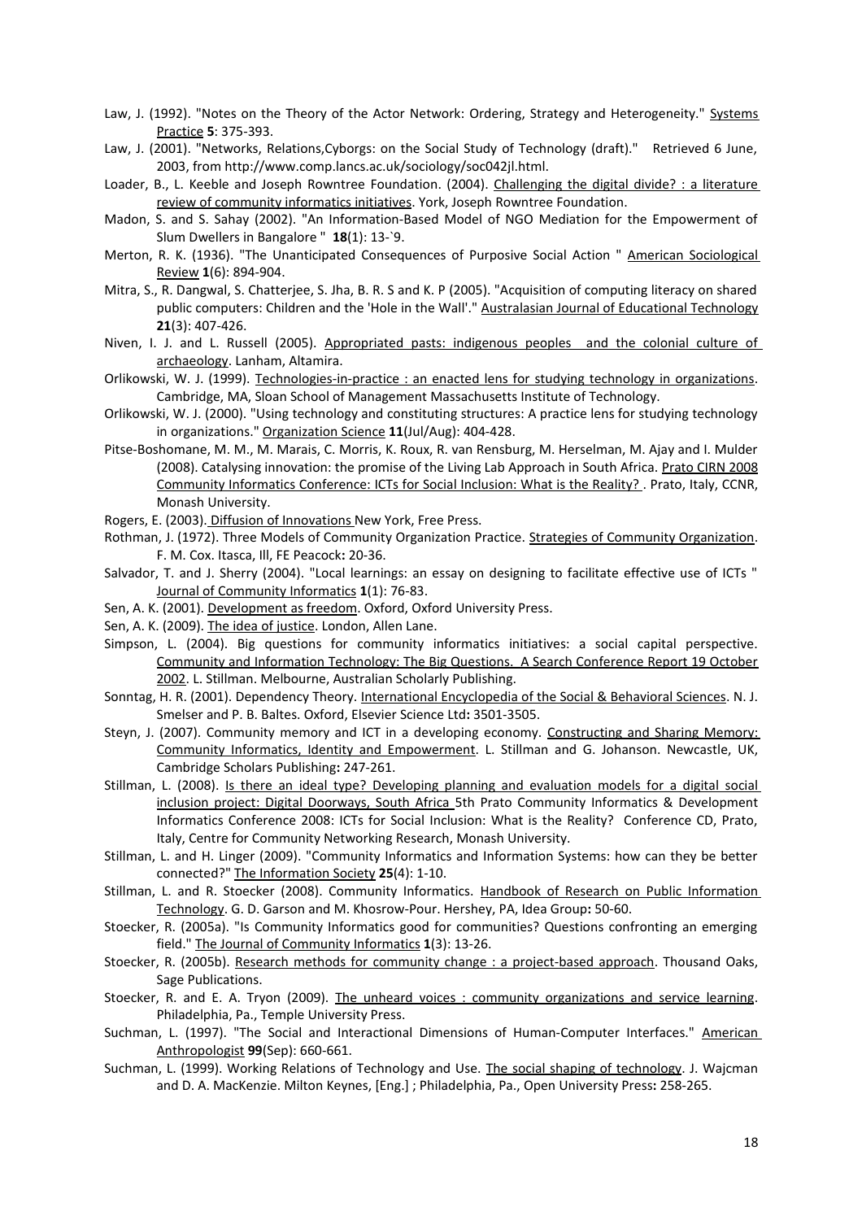Law, J. (1992). "Notes on the Theory of the Actor Network: Ordering, Strategy and Heterogeneity." Systems Practice **5**: 375-393.

Law, J. (2001). "Networks, Relations,Cyborgs: on the Social Study of Technology (draft)." Retrieved 6 June, 2003, from http://www.comp.lancs.ac.uk/sociology/soc042jl.html.

Loader, B., L. Keeble and Joseph Rowntree Foundation. (2004). Challenging the digital divide? : a literature review of community informatics initiatives. York, Joseph Rowntree Foundation.

Madon, S. and S. Sahay (2002). "An Information-Based Model of NGO Mediation for the Empowerment of Slum Dwellers in Bangalore " **18**(1): 13-`9.

Merton, R. K. (1936). "The Unanticipated Consequences of Purposive Social Action " American Sociological Review **1**(6): 894-904.

Mitra, S., R. Dangwal, S. Chatterjee, S. Jha, B. R. S and K. P (2005). "Acquisition of computing literacy on shared public computers: Children and the 'Hole in the Wall'." Australasian Journal of Educational Technology **21**(3): 407-426.

Niven, I. J. and L. Russell (2005). Appropriated pasts: indigenous peoples and the colonial culture of archaeology. Lanham, Altamira.

Orlikowski, W. J. (1999). Technologies-in-practice : an enacted lens for studying technology in organizations. Cambridge, MA, Sloan School of Management Massachusetts Institute of Technology.

Orlikowski, W. J. (2000). "Using technology and constituting structures: A practice lens for studying technology in organizations." Organization Science **11**(Jul/Aug): 404-428.

Pitse-Boshomane, M. M., M. Marais, C. Morris, K. Roux, R. van Rensburg, M. Herselman, M. Ajay and I. Mulder (2008). Catalysing innovation: the promise of the Living Lab Approach in South Africa. Prato CIRN 2008 Community Informatics Conference: ICTs for Social Inclusion: What is the Reality? . Prato, Italy, CCNR, Monash University.

Rogers, E. (2003). Diffusion of Innovations New York, Free Press.

Rothman, J. (1972). Three Models of Community Organization Practice. Strategies of Community Organization. F. M. Cox. Itasca, Ill, FE Peacock**:** 20-36.

Salvador, T. and J. Sherry (2004). "Local learnings: an essay on designing to facilitate effective use of ICTs " Journal of Community Informatics **1**(1): 76-83.

Sen, A. K. (2001). Development as freedom. Oxford, Oxford University Press.

Sen, A. K. (2009). The idea of justice. London, Allen Lane.

Simpson, L. (2004). Big questions for community informatics initiatives: a social capital perspective. Community and Information Technology: The Big Questions. A Search Conference Report 19 October 2002. L. Stillman. Melbourne, Australian Scholarly Publishing.

Sonntag, H. R. (2001). Dependency Theory. International Encyclopedia of the Social & Behavioral Sciences. N. J. Smelser and P. B. Baltes. Oxford, Elsevier Science Ltd**:** 3501-3505.

Steyn, J. (2007). Community memory and ICT in a developing economy. Constructing and Sharing Memory: Community Informatics, Identity and Empowerment. L. Stillman and G. Johanson. Newcastle, UK, Cambridge Scholars Publishing**:** 247-261.

Stillman, L. (2008). Is there an ideal type? Developing planning and evaluation models for a digital social inclusion project: Digital Doorways, South Africa 5th Prato Community Informatics & Development Informatics Conference 2008: ICTs for Social Inclusion: What is the Reality? Conference CD, Prato, Italy, Centre for Community Networking Research, Monash University.

Stillman, L. and H. Linger (2009). "Community Informatics and Information Systems: how can they be better connected?" The Information Society **25**(4): 1-10.

Stillman, L. and R. Stoecker (2008). Community Informatics. Handbook of Research on Public Information Technology. G. D. Garson and M. Khosrow-Pour. Hershey, PA, Idea Group**:** 50-60.

Stoecker, R. (2005a). "Is Community Informatics good for communities? Questions confronting an emerging field." The Journal of Community Informatics **1**(3): 13-26.

Stoecker, R. (2005b). Research methods for community change : a project-based approach. Thousand Oaks, Sage Publications.

Stoecker, R. and E. A. Tryon (2009). The unheard voices : community organizations and service learning. Philadelphia, Pa., Temple University Press.

Suchman, L. (1997). "The Social and Interactional Dimensions of Human-Computer Interfaces." American Anthropologist **99**(Sep): 660-661.

Suchman, L. (1999). Working Relations of Technology and Use. The social shaping of technology. J. Wajcman and D. A. MacKenzie. Milton Keynes, [Eng.] ; Philadelphia, Pa., Open University Press**:** 258-265.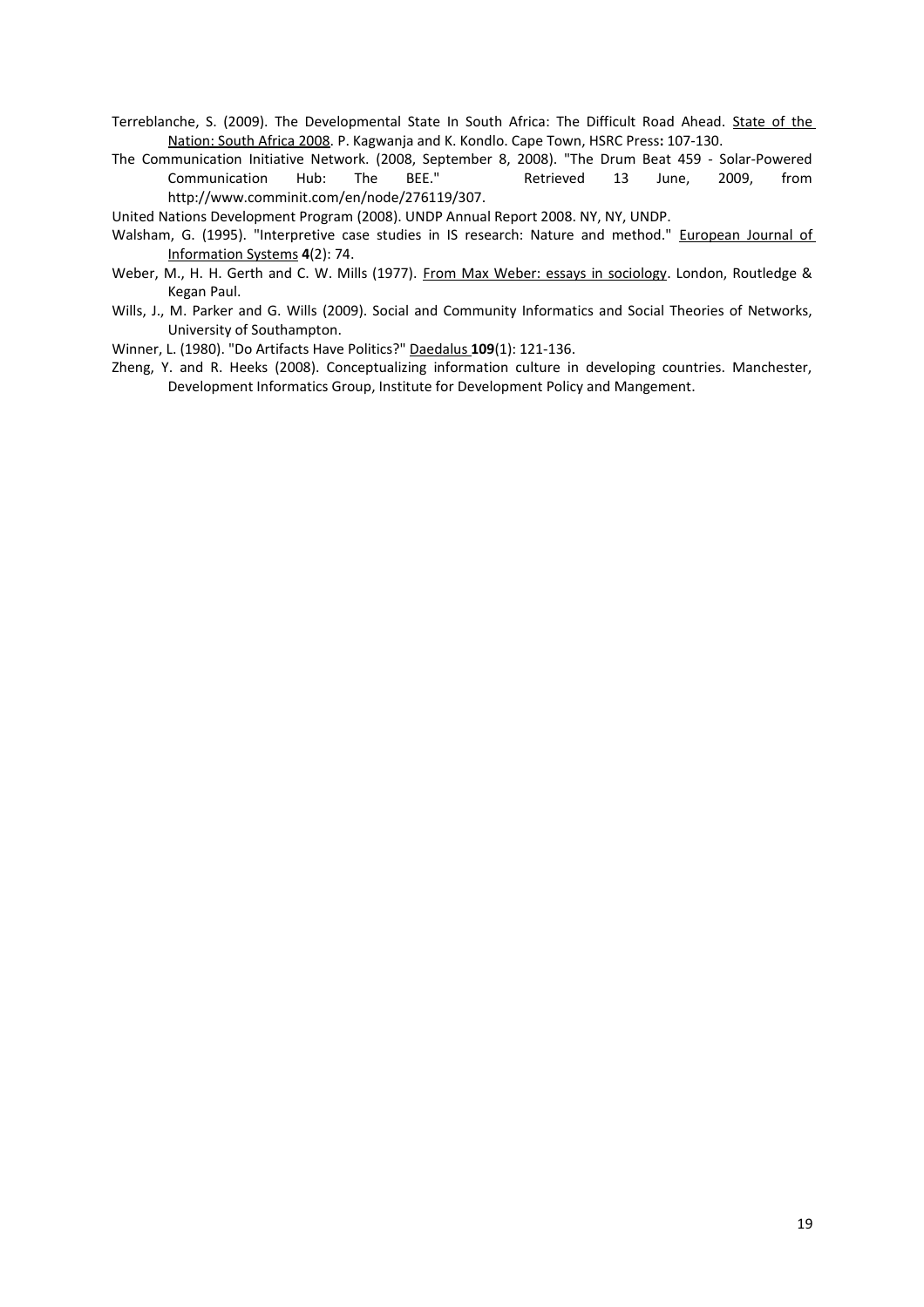Terreblanche, S. (2009). The Developmental State In South Africa: The Difficult Road Ahead. State of the Nation: South Africa 2008. P. Kagwanja and K. Kondlo. Cape Town, HSRC Press**:** 107-130.

The Communication Initiative Network. (2008, September 8, 2008). "The Drum Beat 459 - Solar-Powered Communication Hub: The BEE." Retrieved 13 June, 2009, from http://www.comminit.com/en/node/276119/307.

United Nations Development Program (2008). UNDP Annual Report 2008. NY, NY, UNDP.

Walsham, G. (1995). "Interpretive case studies in IS research: Nature and method." European Journal of Information Systems **4**(2): 74.

Weber, M., H. H. Gerth and C. W. Mills (1977). From Max Weber: essays in sociology. London, Routledge & Kegan Paul.

Wills, J., M. Parker and G. Wills (2009). Social and Community Informatics and Social Theories of Networks, University of Southampton.

Winner, L. (1980). "Do Artifacts Have Politics?" Daedalus **109**(1): 121-136.

Zheng, Y. and R. Heeks (2008). Conceptualizing information culture in developing countries. Manchester, Development Informatics Group, Institute for Development Policy and Mangement.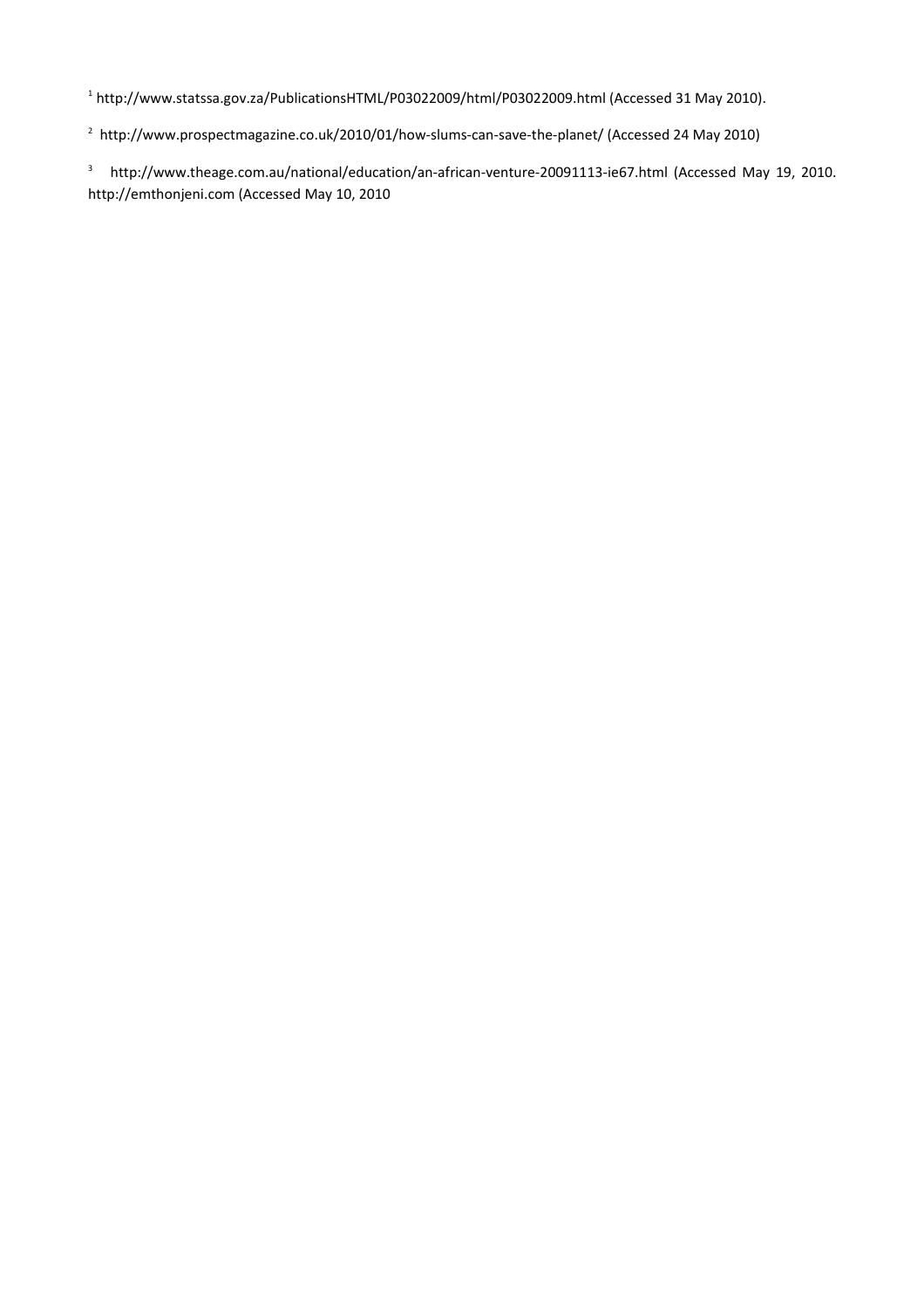[1] http://www.statssa.gov.za/PublicationsHTML/P03022009/html/P03022009.html (Accessed 31 May 2010).

[2] http://www.prospectmagazine.co.uk/2010/01/how-slums-can-save-the-planet/ (Accessed 24 May 2010)

[3] http://www.theage.com.au/national/education/an-african-venture-20091113-ie67.html (Accessed May 19, 2010. http://emthonjeni.com (Accessed May 10, 2010